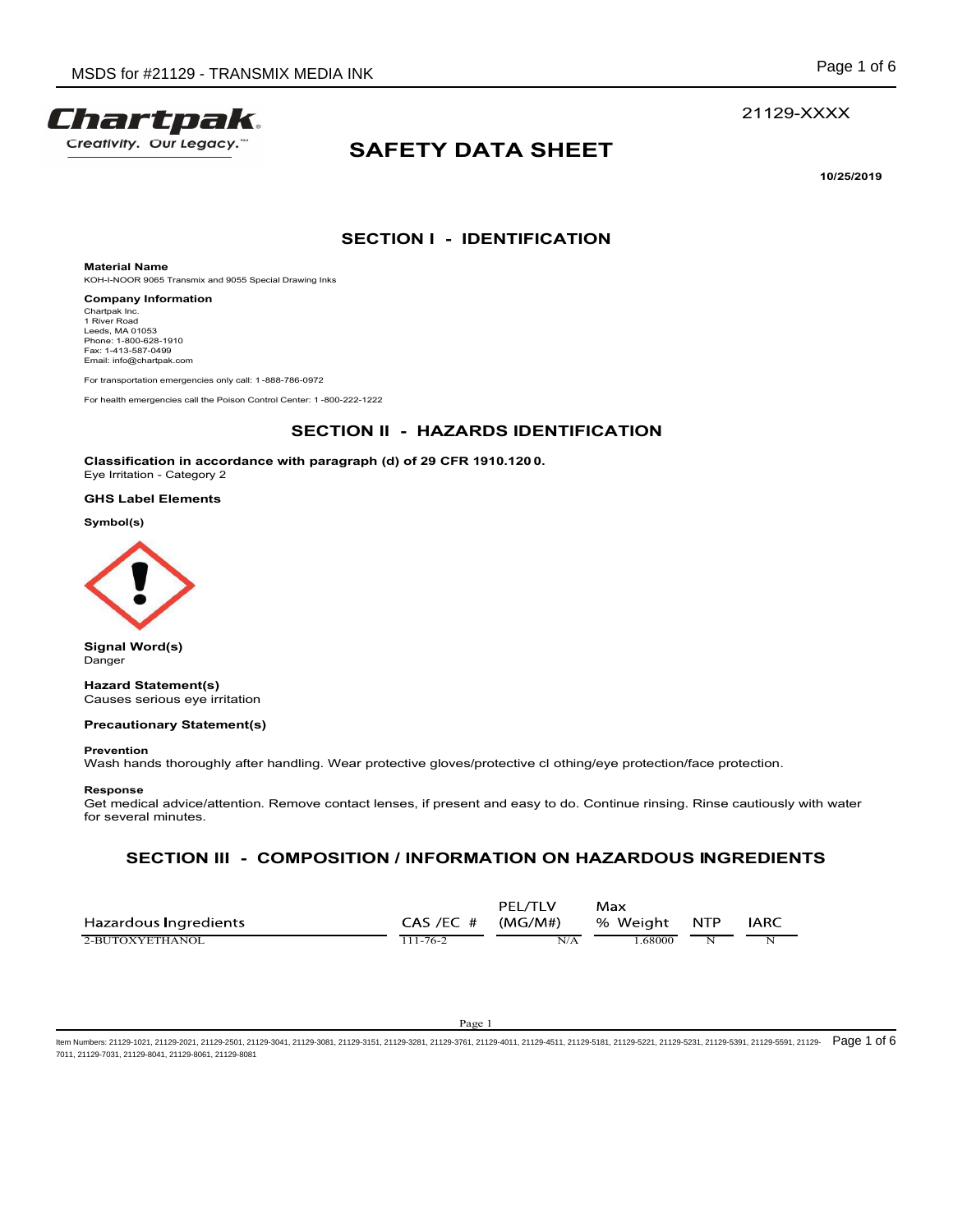21129-XXXX

# SAFETY DATA SHEET

**10/25/2019**

## SECTION I - IDENTIFICATION

**Material Name**
KOH-I-NOOR 9065 Transmix and 9055 Special Drawing Inks

**Company Information**
Chartpak Inc.
1 River Road
Leeds, MA 01053
Phone: 1-800-628-1910
Fax: 1-413-587-0499
Email: info@chartpak.com

For transportation emergencies only call: 1-888-786-0972

For health emergencies call the Poison Control Center: 1-800-222-1222

## SECTION II - HAZARDS IDENTIFICATION

**Classification in accordance with paragraph (d) of 29 CFR 1910.1200.**
Eye Irritation - Category 2

**GHS Label Elements**

**Symbol(s)**

**Signal Word(s)**
Danger

**Hazard Statement(s)**
Causes serious eye irritation

**Precautionary Statement(s)**

**Prevention**
Wash hands thoroughly after handling. Wear protective gloves/protective clothing/eye protection/face protection.

**Response**
Get medical advice/attention. Remove contact lenses, if present and easy to do. Continue rinsing. Rinse cautiously with water for several minutes.

## SECTION III - COMPOSITION / INFORMATION ON HAZARDOUS INGREDIENTS

| Hazardous Ingredients | CAS /EC # | PEL/TLV (MG/M#) | Max % Weight | NTP | IARC |
|---|---|---|---|---|---|
| 2-BUTOXYETHANOL | 111-76-2 | N/A | 1.68000 | N | N |

Item Numbers: 21129-1021, 21129-2021, 21129-2501, 21129-3041, 21129-3081, 21129-3151, 21129-3281, 21129-3761, 21129-4011, 21129-4511, 21129-5181, 21129-5221, 21129-5231, 21129-5391, 21129-5591, 21129-7011, 21129-7031, 21129-8041, 21129-8061, 21129-8081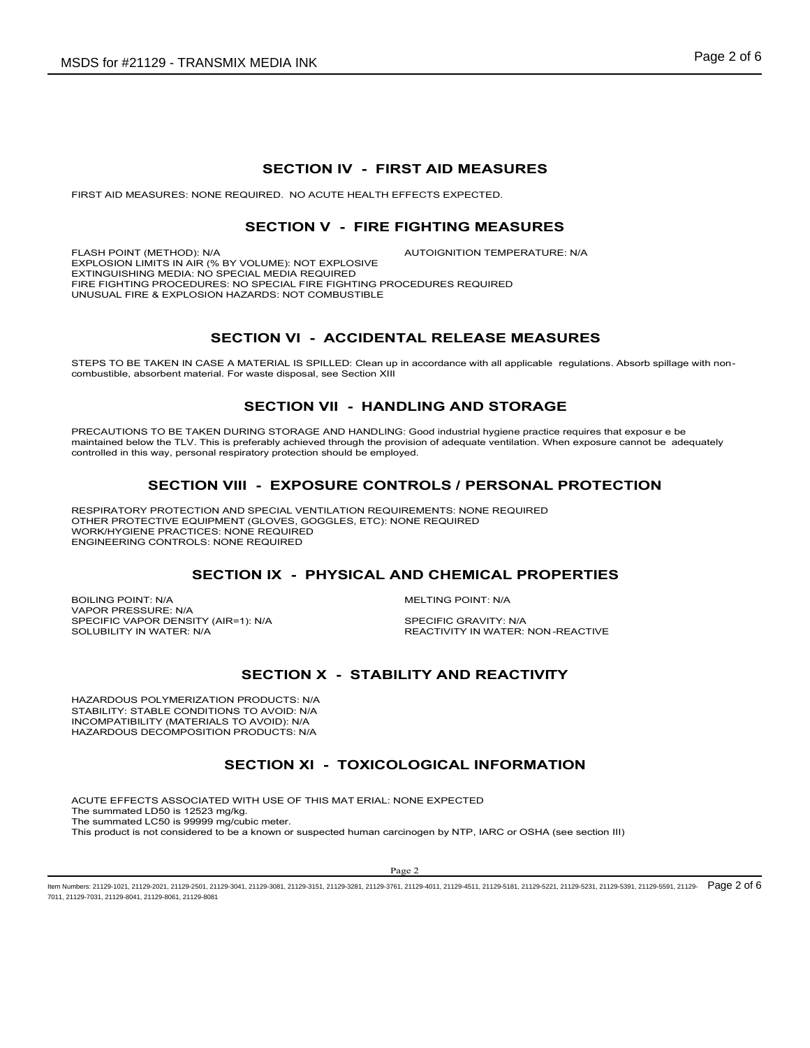## SECTION IV - FIRST AID MEASURES

FIRST AID MEASURES: NONE REQUIRED. NO ACUTE HEALTH EFFECTS EXPECTED.

## SECTION V - FIRE FIGHTING MEASURES

FLASH POINT (METHOD): N/A

AUTOIGNITION TEMPERATURE: N/A

EXPLOSION LIMITS IN AIR (% BY VOLUME): NOT EXPLOSIVE

EXTINGUISHING MEDIA: NO SPECIAL MEDIA REQUIRED

FIRE FIGHTING PROCEDURES: NO SPECIAL FIRE FIGHTING PROCEDURES REQUIRED

UNUSUAL FIRE & EXPLOSION HAZARDS: NOT COMBUSTIBLE

## SECTION VI - ACCIDENTAL RELEASE MEASURES

STEPS TO BE TAKEN IN CASE A MATERIAL IS SPILLED: Clean up in accordance with all applicable regulations. Absorb spillage with non-combustible, absorbent material. For waste disposal, see Section XIII

## SECTION VII - HANDLING AND STORAGE

PRECAUTIONS TO BE TAKEN DURING STORAGE AND HANDLING: Good industrial hygiene practice requires that exposur e be maintained below the TLV. This is preferably achieved through the provision of adequate ventilation. When exposure cannot be adequately controlled in this way, personal respiratory protection should be employed.

## SECTION VIII - EXPOSURE CONTROLS / PERSONAL PROTECTION

RESPIRATORY PROTECTION AND SPECIAL VENTILATION REQUIREMENTS: NONE REQUIRED

OTHER PROTECTIVE EQUIPMENT (GLOVES, GOGGLES, ETC): NONE REQUIRED

WORK/HYGIENE PRACTICES: NONE REQUIRED

ENGINEERING CONTROLS: NONE REQUIRED

## SECTION IX - PHYSICAL AND CHEMICAL PROPERTIES

BOILING POINT: N/A

MELTING POINT: N/A

VAPOR PRESSURE: N/A

SPECIFIC VAPOR DENSITY (AIR=1): N/A

SPECIFIC GRAVITY: N/A

SOLUBILITY IN WATER: N/A

REACTIVITY IN WATER: NON-REACTIVE

## SECTION X - STABILITY AND REACTIVITY

HAZARDOUS POLYMERIZATION PRODUCTS: N/A

STABILITY: STABLE CONDITIONS TO AVOID: N/A

INCOMPATIBILITY (MATERIALS TO AVOID): N/A

HAZARDOUS DECOMPOSITION PRODUCTS: N/A

## SECTION XI - TOXICOLOGICAL INFORMATION

ACUTE EFFECTS ASSOCIATED WITH USE OF THIS MAT ERIAL: NONE EXPECTED

The summated LD50 is 12523 mg/kg.

The summated LC50 is 99999 mg/cubic meter.

This product is not considered to be a known or suspected human carcinogen by NTP, IARC or OSHA (see section III)

Item Numbers: 21129-1021, 21129-2021, 21129-2501, 21129-3041, 21129-3081, 21129-3151, 21129-3281, 21129-3761, 21129-4011, 21129-4511, 21129-5181, 21129-5221, 21129-5231, 21129-5391, 21129-5591, 21129-7011, 21129-7031, 21129-8041, 21129-8061, 21129-8081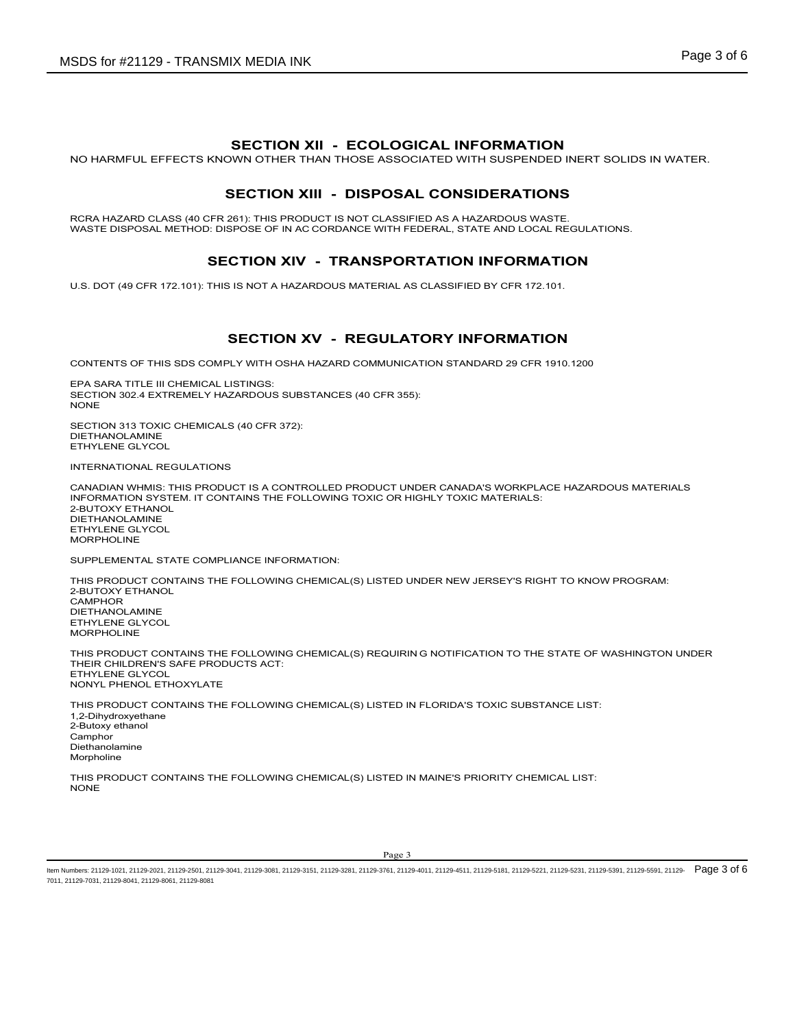## SECTION XII - ECOLOGICAL INFORMATION

NO HARMFUL EFFECTS KNOWN OTHER THAN THOSE ASSOCIATED WITH SUSPENDED INERT SOLIDS IN WATER.

## SECTION XIII - DISPOSAL CONSIDERATIONS

RCRA HAZARD CLASS (40 CFR 261): THIS PRODUCT IS NOT CLASSIFIED AS A HAZARDOUS WASTE.
WASTE DISPOSAL METHOD: DISPOSE OF IN AC CORDANCE WITH FEDERAL, STATE AND LOCAL REGULATIONS.

## SECTION XIV - TRANSPORTATION INFORMATION

U.S. DOT (49 CFR 172.101): THIS IS NOT A HAZARDOUS MATERIAL AS CLASSIFIED BY CFR 172.101.

## SECTION XV - REGULATORY INFORMATION

CONTENTS OF THIS SDS COMPLY WITH OSHA HAZARD COMMUNICATION STANDARD 29 CFR 1910.1200

EPA SARA TITLE III CHEMICAL LISTINGS:
SECTION 302.4 EXTREMELY HAZARDOUS SUBSTANCES (40 CFR 355):
NONE

SECTION 313 TOXIC CHEMICALS (40 CFR 372):
DIETHANOLAMINE
ETHYLENE GLYCOL

INTERNATIONAL REGULATIONS

CANADIAN WHMIS: THIS PRODUCT IS A CONTROLLED PRODUCT UNDER CANADA'S WORKPLACE HAZARDOUS MATERIALS INFORMATION SYSTEM. IT CONTAINS THE FOLLOWING TOXIC OR HIGHLY TOXIC MATERIALS:
2-BUTOXY ETHANOL
DIETHANOLAMINE
ETHYLENE GLYCOL
MORPHOLINE

SUPPLEMENTAL STATE COMPLIANCE INFORMATION:

THIS PRODUCT CONTAINS THE FOLLOWING CHEMICAL(S) LISTED UNDER NEW JERSEY'S RIGHT TO KNOW PROGRAM:
2-BUTOXY ETHANOL
CAMPHOR
DIETHANOLAMINE
ETHYLENE GLYCOL
MORPHOLINE

THIS PRODUCT CONTAINS THE FOLLOWING CHEMICAL(S) REQUIRIN G NOTIFICATION TO THE STATE OF WASHINGTON UNDER THEIR CHILDREN'S SAFE PRODUCTS ACT:
ETHYLENE GLYCOL
NONYL PHENOL ETHOXYLATE

THIS PRODUCT CONTAINS THE FOLLOWING CHEMICAL(S) LISTED IN FLORIDA'S TOXIC SUBSTANCE LIST:
1,2-Dihydroxyethane
2-Butoxy ethanol
Camphor
Diethanolamine
Morpholine

THIS PRODUCT CONTAINS THE FOLLOWING CHEMICAL(S) LISTED IN MAINE'S PRIORITY CHEMICAL LIST:
NONE

Item Numbers: 21129-1021, 21129-2021, 21129-2501, 21129-3041, 21129-3081, 21129-3151, 21129-3281, 21129-3761, 21129-4011, 21129-4511, 21129-5181, 21129-5221, 21129-5231, 21129-5391, 21129-5591, 21129-7011, 21129-7031, 21129-8041, 21129-8061, 21129-8081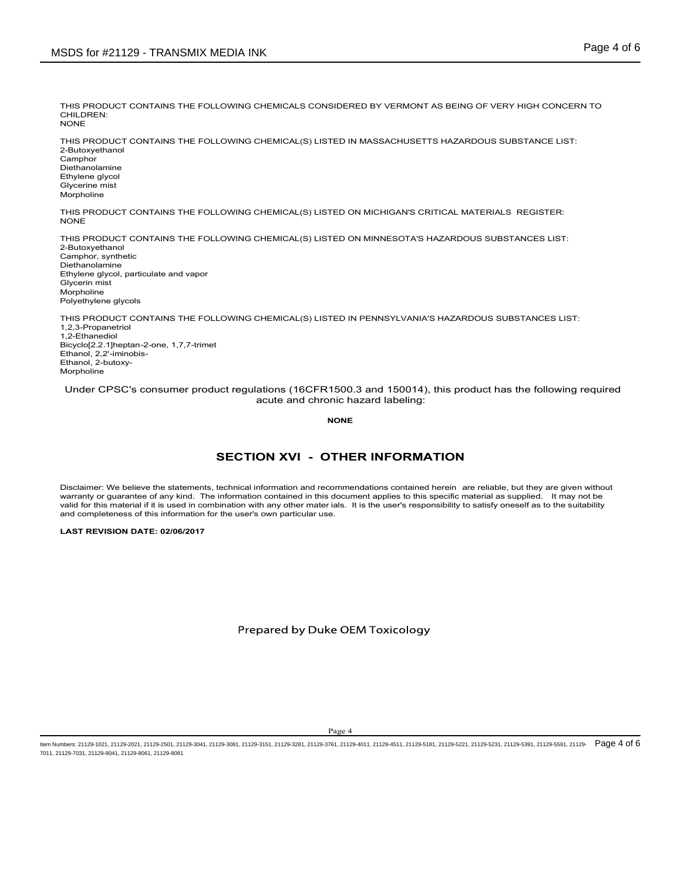THIS PRODUCT CONTAINS THE FOLLOWING CHEMICALS CONSIDERED BY VERMONT AS BEING OF VERY HIGH CONCERN TO CHILDREN:
NONE

THIS PRODUCT CONTAINS THE FOLLOWING CHEMICAL(S) LISTED IN MASSACHUSETTS HAZARDOUS SUBSTANCE LIST:
2-Butoxyethanol
Camphor
Diethanolamine
Ethylene glycol
Glycerine mist
Morpholine

THIS PRODUCT CONTAINS THE FOLLOWING CHEMICAL(S) LISTED ON MICHIGAN'S CRITICAL MATERIALS REGISTER:
NONE

THIS PRODUCT CONTAINS THE FOLLOWING CHEMICAL(S) LISTED ON MINNESOTA'S HAZARDOUS SUBSTANCES LIST:
2-Butoxyethanol
Camphor, synthetic
Diethanolamine
Ethylene glycol, particulate and vapor
Glycerin mist
Morpholine
Polyethylene glycols

THIS PRODUCT CONTAINS THE FOLLOWING CHEMICAL(S) LISTED IN PENNSYLVANIA'S HAZARDOUS SUBSTANCES LIST:
1,2,3-Propanetriol
1,2-Ethanediol
Bicyclo[2.2.1]heptan-2-one, 1,7,7-trimet
Ethanol, 2,2'-iminobis-
Ethanol, 2-butoxy-
Morpholine

Under CPSC's consumer product regulations (16CFR1500.3 and 150014), this product has the following required acute and chronic hazard labeling:

**NONE**

## SECTION XVI - OTHER INFORMATION

Disclaimer: We believe the statements, technical information and recommendations contained herein are reliable, but they are given without warranty or guarantee of any kind. The information contained in this document applies to this specific material as supplied. It may not be valid for this material if it is used in combination with any other mater ials. It is the user's responsibility to satisfy oneself as to the suitability and completeness of this information for the user's own particular use.

**LAST REVISION DATE: 02/06/2017**

Prepared by Duke OEM Toxicology

Item Numbers: 21129-1021, 21129-2021, 21129-2501, 21129-3041, 21129-3081, 21129-3151, 21129-3281, 21129-3761, 21129-4011, 21129-4511, 21129-5181, 21129-5221, 21129-5231, 21129-5391, 21129-5591, 21129-7011, 21129-7031, 21129-8041, 21129-8061, 21129-8081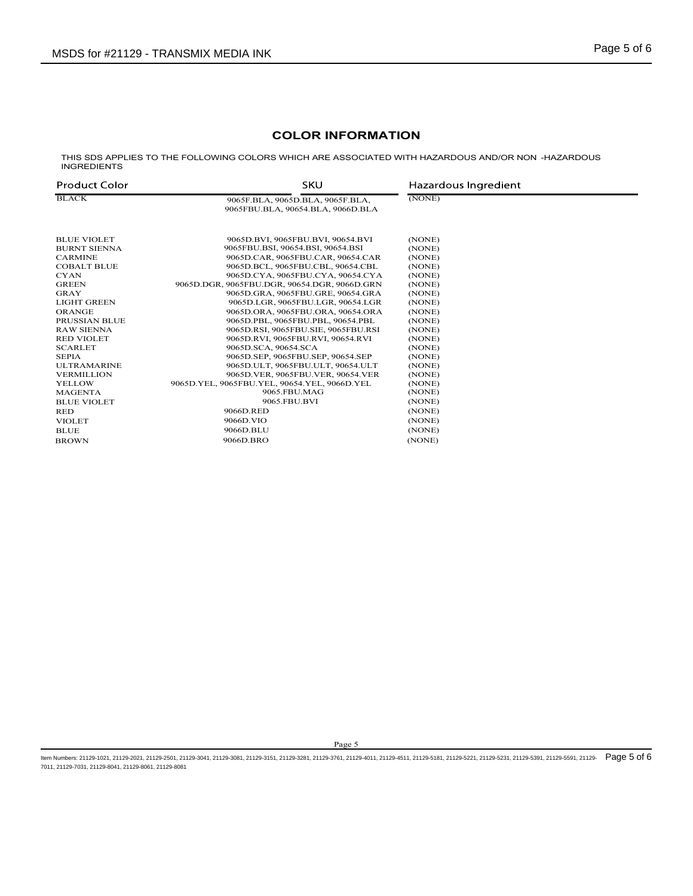## COLOR INFORMATION

THIS SDS APPLIES TO THE FOLLOWING COLORS WHICH ARE ASSOCIATED WITH HAZARDOUS AND/OR NON -HAZARDOUS INGREDIENTS

| Product Color | SKU | Hazardous Ingredient |
|---|---|---|
| BLACK | 9065F.BLA, 9065D.BLA, 9065F.BLA, 9065FBU.BLA, 90654.BLA, 9066D.BLA | (NONE) |
| BLUE VIOLET | 9065D.BVI, 9065FBU.BVI, 90654.BVI | (NONE) |
| BURNT SIENNA | 9065FBU.BSI, 90654.BSI, 90654.BSI | (NONE) |
| CARMINE | 9065D.CAR, 9065FBU.CAR, 90654.CAR | (NONE) |
| COBALT BLUE | 9065D.BCL, 9065FBU.CBL, 90654.CBL | (NONE) |
| CYAN | 9065D.CYA, 9065FBU.CYA, 90654.CYA | (NONE) |
| GREEN | 9065D.DGR, 9065FBU.DGR, 90654.DGR, 9066D.GRN | (NONE) |
| GRAY | 9065D.GRA, 9065FBU.GRE, 90654.GRA | (NONE) |
| LIGHT GREEN | 9065D.LGR, 9065FBU.LGR, 90654.LGR | (NONE) |
| ORANGE | 9065D.ORA, 9065FBU.ORA, 90654.ORA | (NONE) |
| PRUSSIAN BLUE | 9065D.PBL, 9065FBU.PBL, 90654.PBL | (NONE) |
| RAW SIENNA | 9065D.RSI, 9065FBU.SIE, 9065FBU.RSI | (NONE) |
| RED VIOLET | 9065D.RVI, 9065FBU.RVI, 90654.RVI | (NONE) |
| SCARLET | 9065D.SCA, 90654.SCA | (NONE) |
| SEPIA | 9065D.SEP, 9065FBU.SEP, 90654.SEP | (NONE) |
| ULTRAMARINE | 9065D.ULT, 9065FBU.ULT, 90654.ULT | (NONE) |
| VERMILLION | 9065D.VER, 9065FBU.VER, 90654.VER | (NONE) |
| YELLOW | 9065D.YEL, 9065FBU.YEL, 90654.YEL, 9066D.YEL | (NONE) |
| MAGENTA | 9065.FBU.MAG | (NONE) |
| BLUE VIOLET | 9065.FBU.BVI | (NONE) |
| RED | 9066D.RED | (NONE) |
| VIOLET | 9066D.VIO | (NONE) |
| BLUE | 9066D.BLU | (NONE) |
| BROWN | 9066D.BRO | (NONE) |

Item Numbers: 21129-1021, 21129-2021, 21129-2501, 21129-3041, 21129-3081, 21129-3151, 21129-3281, 21129-3761, 21129-4011, 21129-4511, 21129-5181, 21129-5221, 21129-5231, 21129-5391, 21129-5591, 21129-7011, 21129-7031, 21129-8041, 21129-8061, 21129-8081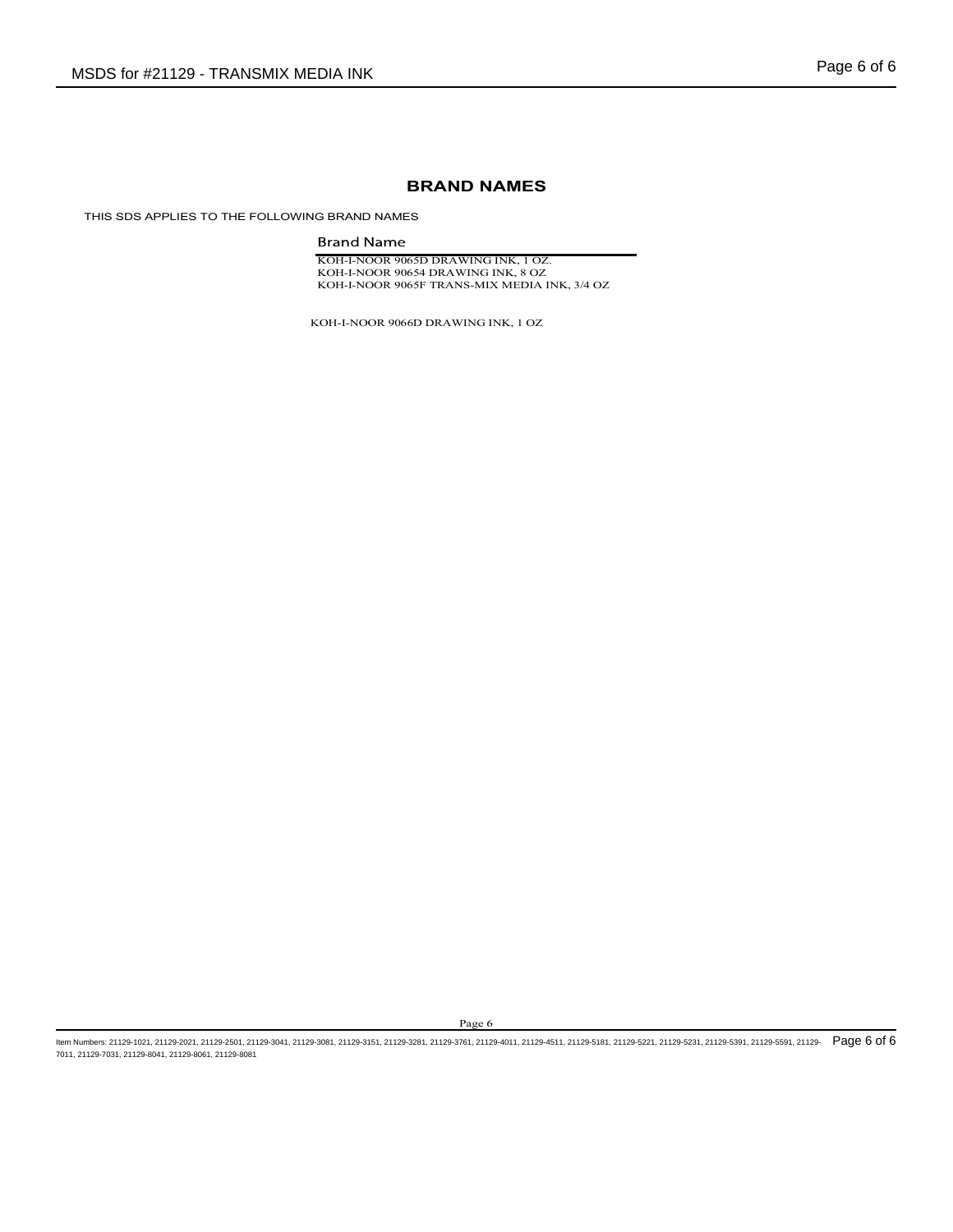## BRAND NAMES

THIS SDS APPLIES TO THE FOLLOWING BRAND NAMES

| Brand Name |
| --- |
| KOH-I-NOOR 9065D DRAWING INK, 1 OZ. |
| KOH-I-NOOR 90654 DRAWING INK, 8 OZ |
| KOH-I-NOOR 9065F TRANS-MIX MEDIA INK, 3/4 OZ |

KOH-I-NOOR 9066D DRAWING INK, 1 OZ

Item Numbers: 21129-1021, 21129-2021, 21129-2501, 21129-3041, 21129-3081, 21129-3151, 21129-3281, 21129-3761, 21129-4011, 21129-4511, 21129-5181, 21129-5221, 21129-5231, 21129-5391, 21129-5591, 21129-7011, 21129-7031, 21129-8041, 21129-8061, 21129-8081